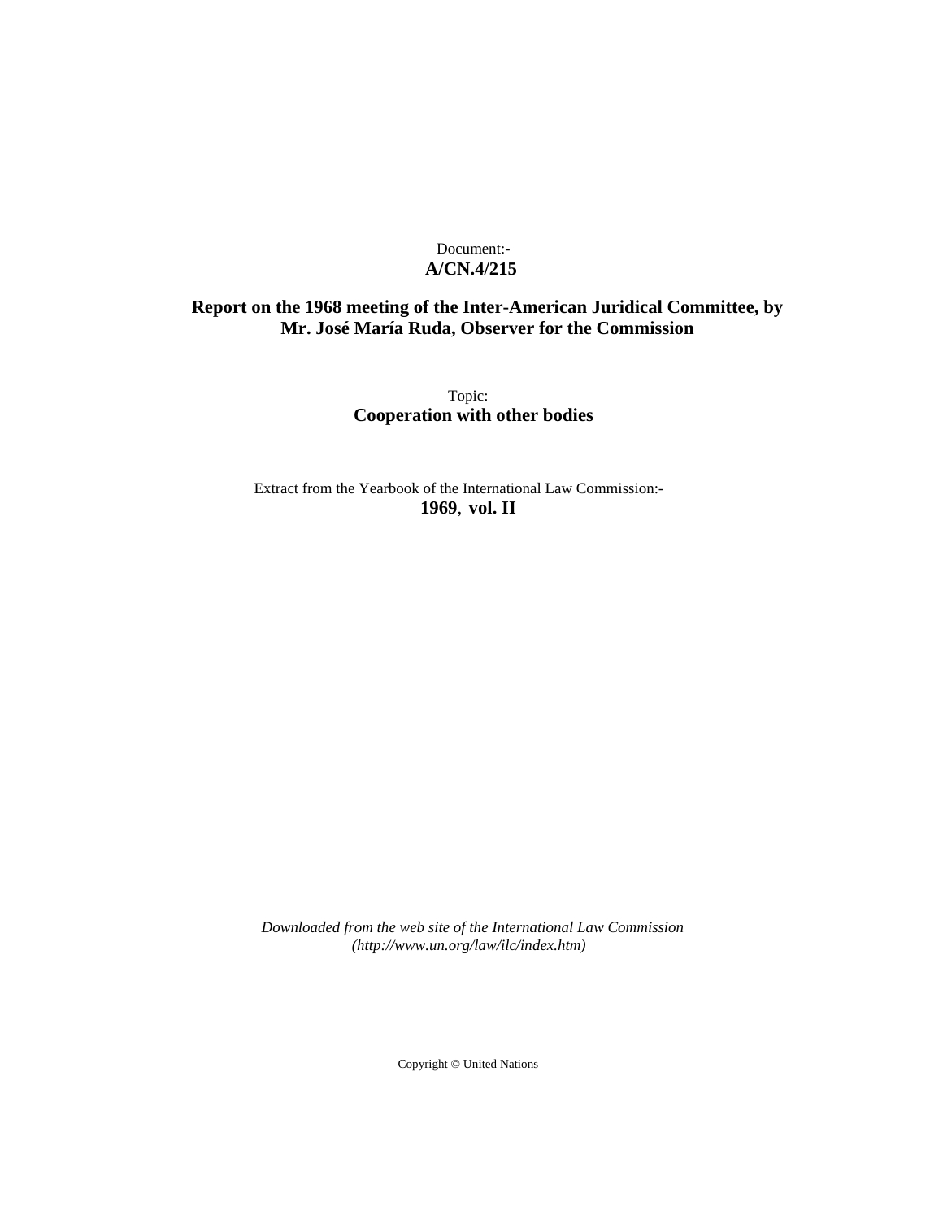Document:-
**A/CN.4/215**

**Report on the 1968 meeting of the Inter-American Juridical Committee, by Mr. José María Ruda, Observer for the Commission**

Topic:
**Cooperation with other bodies**

Extract from the Yearbook of the International Law Commission:-
**1969**, **vol. II**

*Downloaded from the web site of the International Law Commission (http://www.un.org/law/ilc/index.htm)*

Copyright © United Nations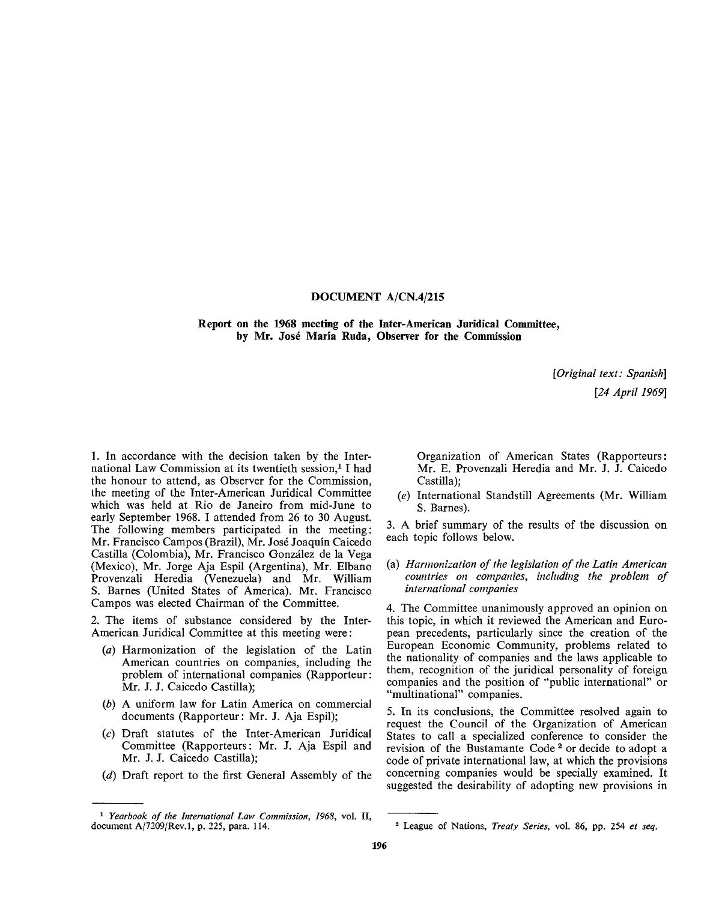## DOCUMENT A/CN.4/215

### Report on the 1968 meeting of the Inter-American Juridical Committee, by Mr. José María Ruda, Observer for the Commission

*[Original text: Spanish]*
*[24 April 1969]*

1. In accordance with the decision taken by the International Law Commission at its twentieth session,[1] I had the honour to attend, as Observer for the Commission, the meeting of the Inter-American Juridical Committee which was held at Rio de Janeiro from mid-June to early September 1968. I attended from 26 to 30 August. The following members participated in the meeting: Mr. Francisco Campos (Brazil), Mr. José Joaquín Caicedo Castilla (Colombia), Mr. Francisco González de la Vega (Mexico), Mr. Jorge Aja Espil (Argentina), Mr. Elbano Provenzali Heredia (Venezuela) and Mr. William S. Barnes (United States of America). Mr. Francisco Campos was elected Chairman of the Committee.

2. The items of substance considered by the Inter-American Juridical Committee at this meeting were:

- (*a*) Harmonization of the legislation of the Latin American countries on companies, including the problem of international companies (Rapporteur: Mr. J. J. Caicedo Castilla);
- (*b*) A uniform law for Latin America on commercial documents (Rapporteur: Mr. J. Aja Espil);
- (*c*) Draft statutes of the Inter-American Juridical Committee (Rapporteurs: Mr. J. Aja Espil and Mr. J. J. Caicedo Castilla);
- (*d*) Draft report to the first General Assembly of the Organization of American States (Rapporteurs: Mr. E. Provenzali Heredia and Mr. J. J. Caicedo Castilla);
- (*e*) International Standstill Agreements (Mr. William S. Barnes).

3. A brief summary of the results of the discussion on each topic follows below.

#### (a) *Harmonization of the legislation of the Latin American countries on companies, including the problem of international companies*

4. The Committee unanimously approved an opinion on this topic, in which it reviewed the American and European precedents, particularly since the creation of the European Economic Community, problems related to the nationality of companies and the laws applicable to them, recognition of the juridical personality of foreign companies and the position of "public international" or "multinational" companies.

5. In its conclusions, the Committee resolved again to request the Council of the Organization of American States to call a specialized conference to consider the revision of the Bustamante Code[2] or decide to adopt a code of private international law, at which the provisions concerning companies would be specially examined. It suggested the desirability of adopting new provisions in

---

[1] *Yearbook of the International Law Commission, 1968*, vol. II, document A/7209/Rev.1, p. 225, para. 114.

[2] League of Nations, *Treaty Series*, vol. 86, pp. 254 *et seq.*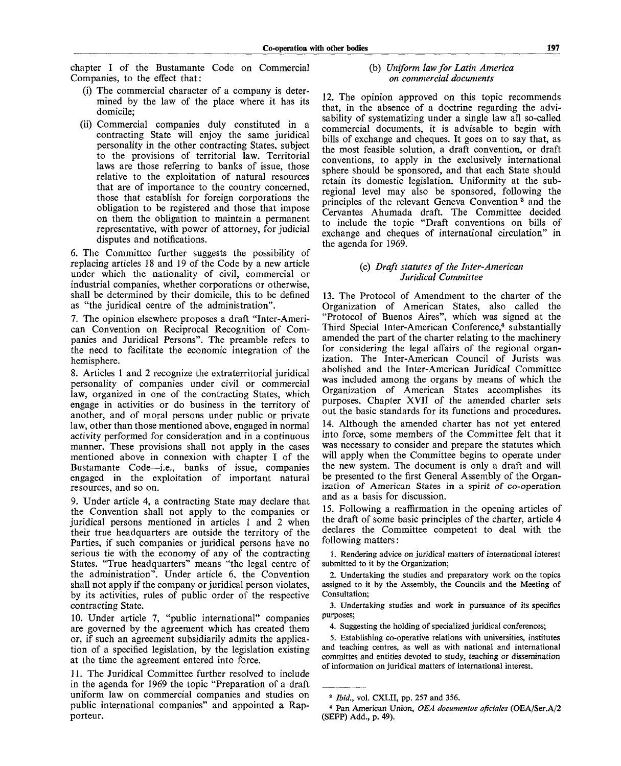chapter I of the Bustamante Code on Commercial Companies, to the effect that:

(i) The commercial character of a company is determined by the law of the place where it has its domicile;

(ii) Commercial companies duly constituted in a contracting State will enjoy the same juridical personality in the other contracting States, subject to the provisions of territorial law. Territorial laws are those referring to banks of issue, those relative to the exploitation of natural resources that are of importance to the country concerned, those that establish for foreign corporations the obligation to be registered and those that impose on them the obligation to maintain a permanent representative, with power of attorney, for judicial disputes and notifications.

6. The Committee further suggests the possibility of replacing articles 18 and 19 of the Code by a new article under which the nationality of civil, commercial or industrial companies, whether corporations or otherwise, shall be determined by their domicile, this to be defined as "the juridical centre of the administration".

7. The opinion elsewhere proposes a draft "Inter-American Convention on Reciprocal Recognition of Companies and Juridical Persons". The preamble refers to the need to facilitate the economic integration of the hemisphere.

8. Articles 1 and 2 recognize the extraterritorial juridical personality of companies under civil or commercial law, organized in one of the contracting States, which engage in activities or do business in the territory of another, and of moral persons under public or private law, other than those mentioned above, engaged in normal activity performed for consideration and in a continuous manner. These provisions shall not apply in the cases mentioned above in connexion with chapter I of the Bustamante Code—i.e., banks of issue, companies engaged in the exploitation of important natural resources, and so on.

9. Under article 4, a contracting State may declare that the Convention shall not apply to the companies or juridical persons mentioned in articles 1 and 2 when their true headquarters are outside the territory of the Parties, if such companies or juridical persons have no serious tie with the economy of any of the contracting States. "True headquarters" means "the legal centre of the administration". Under article 6, the Convention shall not apply if the company or juridical person violates, by its activities, rules of public order of the respective contracting State.

10. Under article 7, "public international" companies are governed by the agreement which has created them or, if such an agreement subsidiarily admits the application of a specified legislation, by the legislation existing at the time the agreement entered into force.

11. The Juridical Committee further resolved to include in the agenda for 1969 the topic "Preparation of a draft uniform law on commercial companies and studies on public international companies" and appointed a Rapporteur.

### (b) *Uniform law for Latin America on commercial documents*

12. The opinion approved on this topic recommends that, in the absence of a doctrine regarding the advisability of systematizing under a single law all so-called commercial documents, it is advisable to begin with bills of exchange and cheques. It goes on to say that, as the most feasible solution, a draft convention, or draft conventions, to apply in the exclusively international sphere should be sponsored, and that each State should retain its domestic legislation. Uniformity at the subregional level may also be sponsored, following the principles of the relevant Geneva Convention [3] and the Cervantes Ahumada draft. The Committee decided to include the topic "Draft conventions on bills of exchange and cheques of international circulation" in the agenda for 1969.

### (c) *Draft statutes of the Inter-American Juridical Committee*

13. The Protocol of Amendment to the charter of the Organization of American States, also called the "Protocol of Buenos Aires", which was signed at the Third Special Inter-American Conference,[4] substantially amended the part of the charter relating to the machinery for considering the legal affairs of the regional organization. The Inter-American Council of Jurists was abolished and the Inter-American Juridical Committee was included among the organs by means of which the Organization of American States accomplishes its purposes. Chapter XVII of the amended charter sets out the basic standards for its functions and procedures.

14. Although the amended charter has not yet entered into force, some members of the Committee felt that it was necessary to consider and prepare the statutes which will apply when the Committee begins to operate under the new system. The document is only a draft and will be presented to the first General Assembly of the Organization of American States in a spirit of co-operation and as a basis for discussion.

15. Following a reaffirmation in the opening articles of the draft of some basic principles of the charter, article 4 declares the Committee competent to deal with the following matters:

1. Rendering advice on juridical matters of international interest submitted to it by the Organization;

2. Undertaking the studies and preparatory work on the topics assigned to it by the Assembly, the Councils and the Meeting of Consultation;

3. Undertaking studies and work in pursuance of its specifics purposes;

4. Suggesting the holding of specialized juridical conferences;

5. Establishing co-operative relations with universities, institutes and teaching centres, as well as with national and international committes and entities devoted to study, teaching or dissemination of information on juridical matters of international interest.

---

[3] *Ibid.*, vol. CXLII, pp. 257 and 356.

[4] Pan American Union, *OEA documentos oficiales* (OEA/Ser.A/2 (SEFP) Add., p. 49).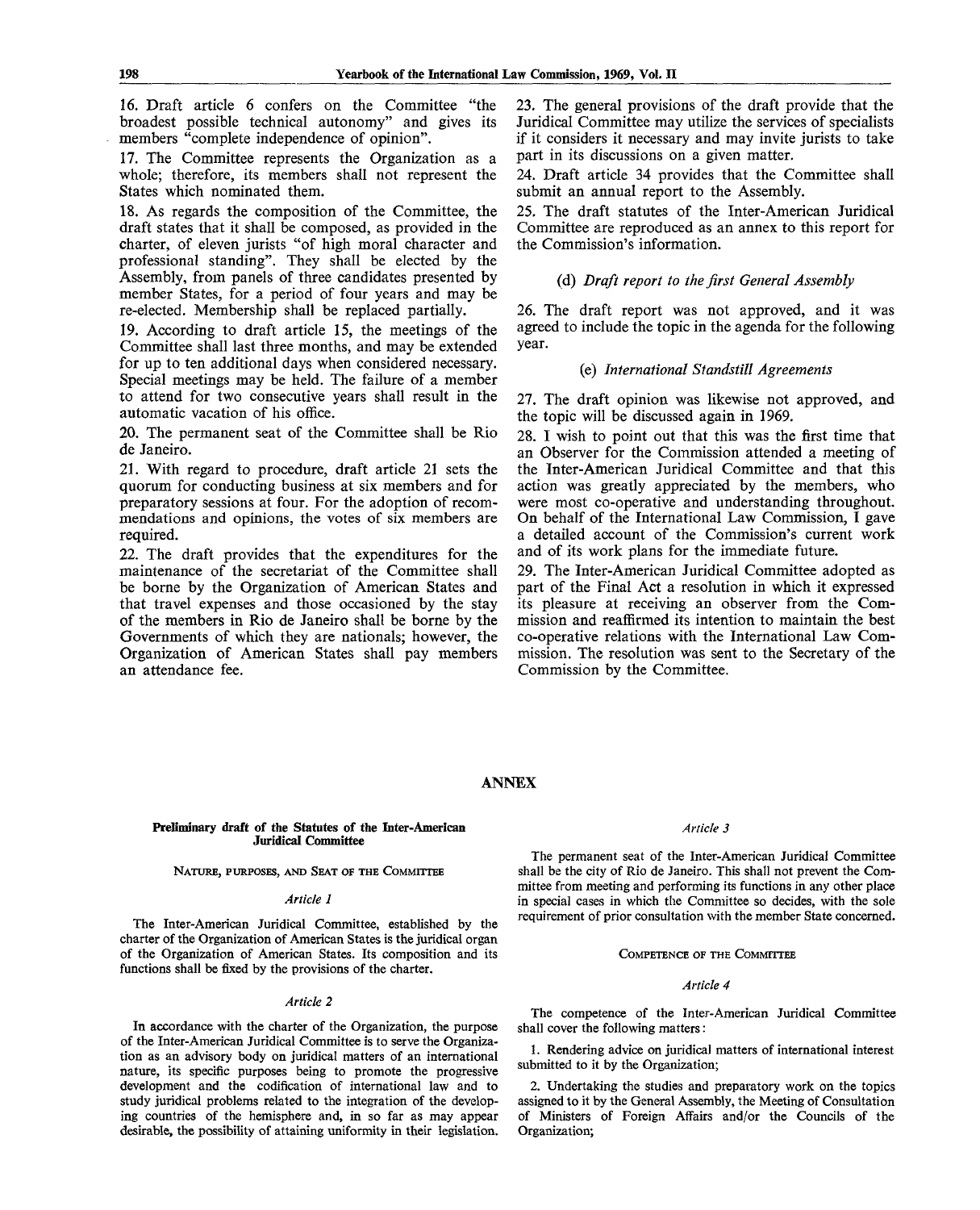16. Draft article 6 confers on the Committee "the broadest possible technical autonomy" and gives its members "complete independence of opinion".

17. The Committee represents the Organization as a whole; therefore, its members shall not represent the States which nominated them.

18. As regards the composition of the Committee, the draft states that it shall be composed, as provided in the charter, of eleven jurists "of high moral character and professional standing". They shall be elected by the Assembly, from panels of three candidates presented by member States, for a period of four years and may be re-elected. Membership shall be replaced partially.

19. According to draft article 15, the meetings of the Committee shall last three months, and may be extended for up to ten additional days when considered necessary. Special meetings may be held. The failure of a member to attend for two consecutive years shall result in the automatic vacation of his office.

20. The permanent seat of the Committee shall be Rio de Janeiro.

21. With regard to procedure, draft article 21 sets the quorum for conducting business at six members and for preparatory sessions at four. For the adoption of recommendations and opinions, the votes of six members are required.

22. The draft provides that the expenditures for the maintenance of the secretariat of the Committee shall be borne by the Organization of American States and that travel expenses and those occasioned by the stay of the members in Rio de Janeiro shall be borne by the Governments of which they are nationals; however, the Organization of American States shall pay members an attendance fee.

23. The general provisions of the draft provide that the Juridical Committee may utilize the services of specialists if it considers it necessary and may invite jurists to take part in its discussions on a given matter.

24. Draft article 34 provides that the Committee shall submit an annual report to the Assembly.

25. The draft statutes of the Inter-American Juridical Committee are reproduced as an annex to this report for the Commission's information.

### (d) *Draft report to the first General Assembly*

26. The draft report was not approved, and it was agreed to include the topic in the agenda for the following year.

### (e) *International Standstill Agreements*

27. The draft opinion was likewise not approved, and the topic will be discussed again in 1969.

28. I wish to point out that this was the first time that an Observer for the Commission attended a meeting of the Inter-American Juridical Committee and that this action was greatly appreciated by the members, who were most co-operative and understanding throughout. On behalf of the International Law Commission, I gave a detailed account of the Commission's current work and of its work plans for the immediate future.

29. The Inter-American Juridical Committee adopted as part of the Final Act a resolution in which it expressed its pleasure at receiving an observer from the Commission and reaffirmed its intention to maintain the best co-operative relations with the International Law Commission. The resolution was sent to the Secretary of the Commission by the Committee.

## ANNEX

### Preliminary draft of the Statutes of the Inter-American Juridical Committee

#### Nature, purposes, and seat of the Committee

*Article 1*

The Inter-American Juridical Committee, established by the charter of the Organization of American States is the juridical organ of the Organization of American States. Its composition and its functions shall be fixed by the provisions of the charter.

*Article 2*

In accordance with the charter of the Organization, the purpose of the Inter-American Juridical Committee is to serve the Organization as an advisory body on juridical matters of an international nature, its specific purposes being to promote the progressive development and the codification of international law and to study juridical problems related to the integration of the developing countries of the hemisphere and, in so far as may appear desirable, the possibility of attaining uniformity in their legislation.

*Article 3*

The permanent seat of the Inter-American Juridical Committee shall be the city of Rio de Janeiro. This shall not prevent the Committee from meeting and performing its functions in any other place in special cases in which the Committee so decides, with the sole requirement of prior consultation with the member State concerned.

#### Competence of the Committee

*Article 4*

The competence of the Inter-American Juridical Committee shall cover the following matters:

1. Rendering advice on juridical matters of international interest submitted to it by the Organization;

2. Undertaking the studies and preparatory work on the topics assigned to it by the General Assembly, the Meeting of Consultation of Ministers of Foreign Affairs and/or the Councils of the Organization;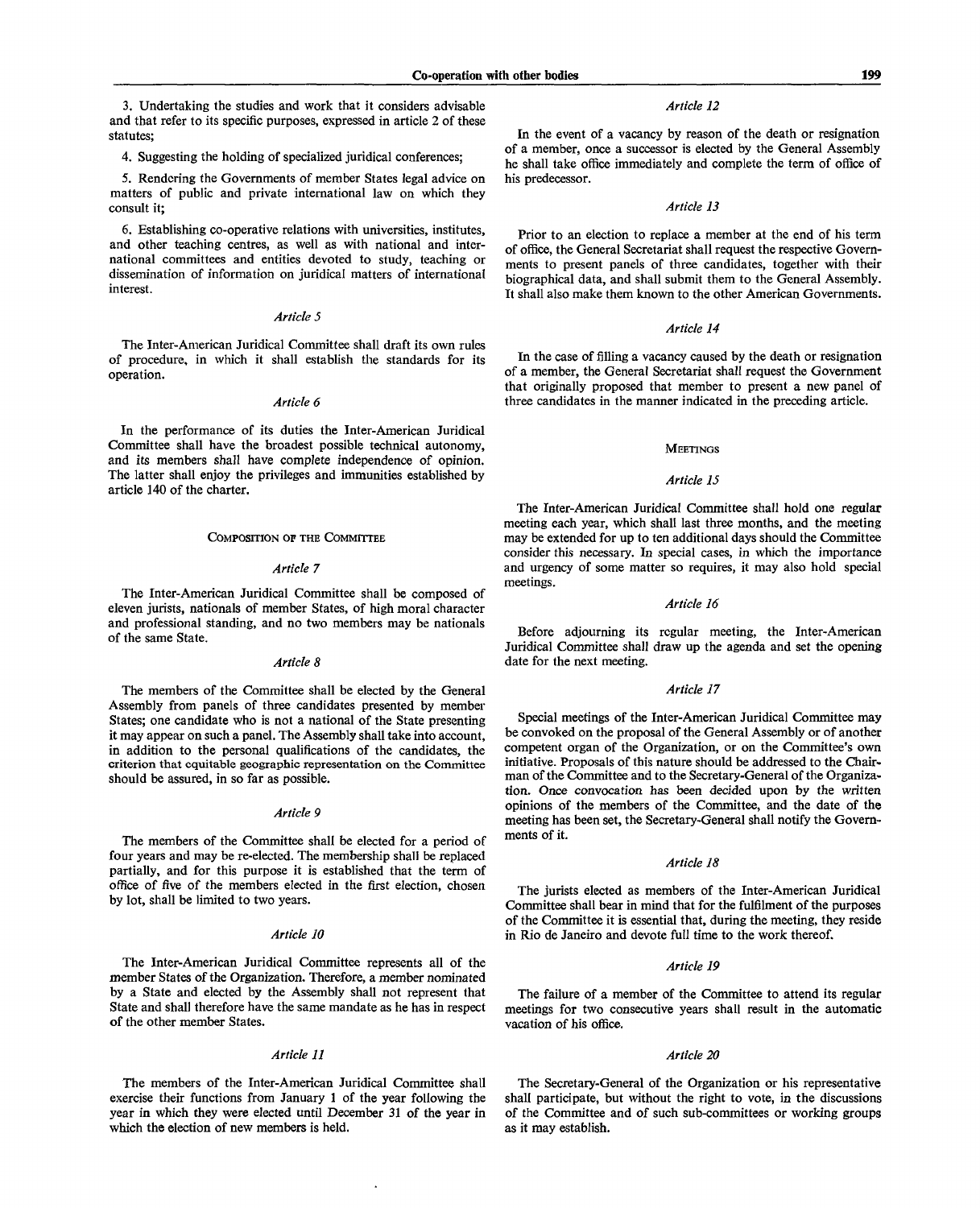3. Undertaking the studies and work that it considers advisable and that refer to its specific purposes, expressed in article 2 of these statutes;

4. Suggesting the holding of specialized juridical conferences;

5. Rendering the Governments of member States legal advice on matters of public and private international law on which they consult it;

6. Establishing co-operative relations with universities, institutes, and other teaching centres, as well as with national and international committees and entities devoted to study, teaching or dissemination of information on juridical matters of international interest.

*Article 5*

The Inter-American Juridical Committee shall draft its own rules of procedure, in which it shall establish the standards for its operation.

*Article 6*

In the performance of its duties the Inter-American Juridical Committee shall have the broadest possible technical autonomy, and its members shall have complete independence of opinion. The latter shall enjoy the privileges and immunities established by article 140 of the charter.

### Composition of the Committee

*Article 7*

The Inter-American Juridical Committee shall be composed of eleven jurists, nationals of member States, of high moral character and professional standing, and no two members may be nationals of the same State.

*Article 8*

The members of the Committee shall be elected by the General Assembly from panels of three candidates presented by member States; one candidate who is not a national of the State presenting it may appear on such a panel. The Assembly shall take into account, in addition to the personal qualifications of the candidates, the criterion that equitable geographic representation on the Committee should be assured, in so far as possible.

*Article 9*

The members of the Committee shall be elected for a period of four years and may be re-elected. The membership shall be replaced partially, and for this purpose it is established that the term of office of five of the members elected in the first election, chosen by lot, shall be limited to two years.

*Article 10*

The Inter-American Juridical Committee represents all of the member States of the Organization. Therefore, a member nominated by a State and elected by the Assembly shall not represent that State and shall therefore have the same mandate as he has in respect of the other member States.

*Article 11*

The members of the Inter-American Juridical Committee shall exercise their functions from January 1 of the year following the year in which they were elected until December 31 of the year in which the election of new members is held.

*Article 12*

In the event of a vacancy by reason of the death or resignation of a member, once a successor is elected by the General Assembly he shall take office immediately and complete the term of office of his predecessor.

*Article 13*

Prior to an election to replace a member at the end of his term of office, the General Secretariat shall request the respective Governments to present panels of three candidates, together with their biographical data, and shall submit them to the General Assembly. It shall also make them known to the other American Governments.

*Article 14*

In the case of filling a vacancy caused by the death or resignation of a member, the General Secretariat shall request the Government that originally proposed that member to present a new panel of three candidates in the manner indicated in the preceding article.

### Meetings

*Article 15*

The Inter-American Juridical Committee shall hold one regular meeting each year, which shall last three months, and the meeting may be extended for up to ten additional days should the Committee consider this necessary. In special cases, in which the importance and urgency of some matter so requires, it may also hold special meetings.

*Article 16*

Before adjourning its regular meeting, the Inter-American Juridical Committee shall draw up the agenda and set the opening date for the next meeting.

*Article 17*

Special meetings of the Inter-American Juridical Committee may be convoked on the proposal of the General Assembly or of another competent organ of the Organization, or on the Committee's own initiative. Proposals of this nature should be addressed to the Chairman of the Committee and to the Secretary-General of the Organization. Once convocation has been decided upon by the written opinions of the members of the Committee, and the date of the meeting has been set, the Secretary-General shall notify the Governments of it.

*Article 18*

The jurists elected as members of the Inter-American Juridical Committee shall bear in mind that for the fulfilment of the purposes of the Committee it is essential that, during the meeting, they reside in Rio de Janeiro and devote full time to the work thereof.

*Article 19*

The failure of a member of the Committee to attend its regular meetings for two consecutive years shall result in the automatic vacation of his office.

*Article 20*

The Secretary-General of the Organization or his representative shall participate, but without the right to vote, in the discussions of the Committee and of such sub-committees or working groups as it may establish.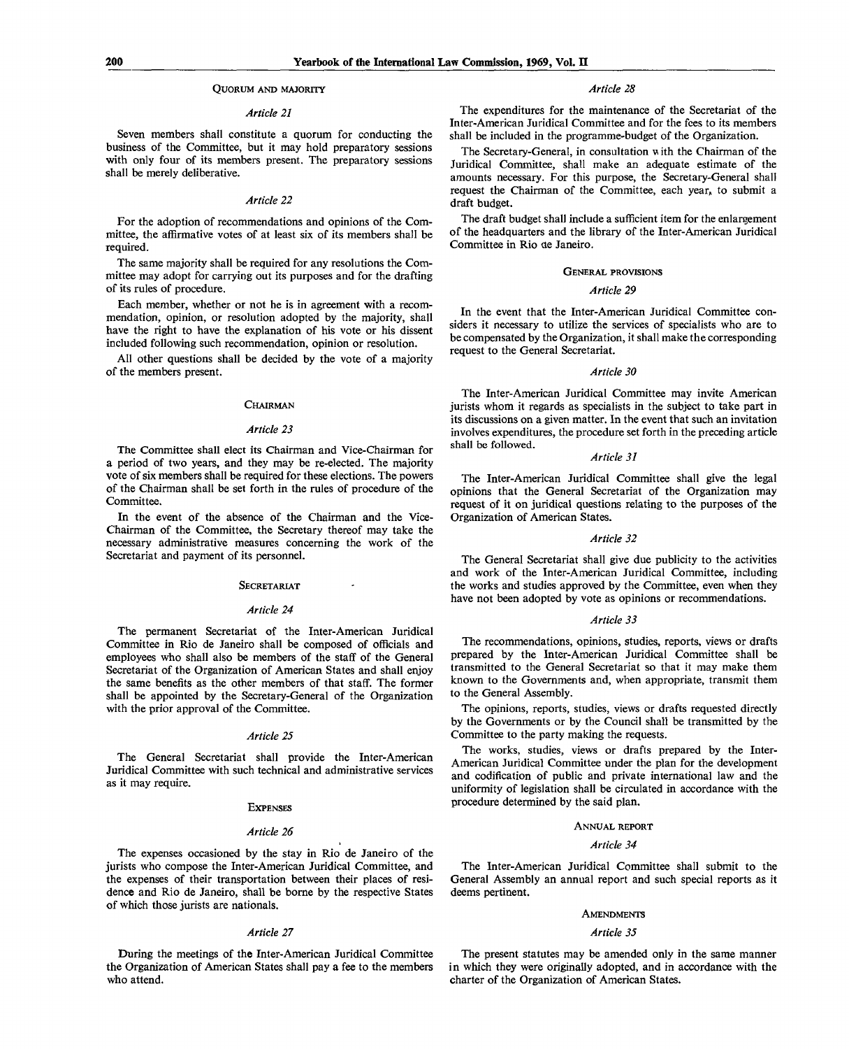### Quorum and majority

*Article 21*

Seven members shall constitute a quorum for conducting the business of the Committee, but it may hold preparatory sessions with only four of its members present. The preparatory sessions shall be merely deliberative.

*Article 22*

For the adoption of recommendations and opinions of the Committee, the affirmative votes of at least six of its members shall be required.

The same majority shall be required for any resolutions the Committee may adopt for carrying out its purposes and for the drafting of its rules of procedure.

Each member, whether or not he is in agreement with a recommendation, opinion, or resolution adopted by the majority, shall have the right to have the explanation of his vote or his dissent included following such recommendation, opinion or resolution.

All other questions shall be decided by the vote of a majority of the members present.

### Chairman

*Article 23*

The Committee shall elect its Chairman and Vice-Chairman for a period of two years, and they may be re-elected. The majority vote of six members shall be required for these elections. The powers of the Chairman shall be set forth in the rules of procedure of the Committee.

In the event of the absence of the Chairman and the Vice-Chairman of the Committee, the Secretary thereof may take the necessary administrative measures concerning the work of the Secretariat and payment of its personnel.

### Secretariat

*Article 24*

The permanent Secretariat of the Inter-American Juridical Committee in Rio de Janeiro shall be composed of officials and employees who shall also be members of the staff of the General Secretariat of the Organization of American States and shall enjoy the same benefits as the other members of that staff. The former shall be appointed by the Secretary-General of the Organization with the prior approval of the Committee.

*Article 25*

The General Secretariat shall provide the Inter-American Juridical Committee with such technical and administrative services as it may require.

### Expenses

*Article 26*

The expenses occasioned by the stay in Rio de Janeiro of the jurists who compose the Inter-American Juridical Committee, and the expenses of their transportation between their places of residence and Rio de Janeiro, shall be borne by the respective States of which those jurists are nationals.

*Article 27*

During the meetings of the Inter-American Juridical Committee the Organization of American States shall pay a fee to the members who attend.

*Article 28*

The expenditures for the maintenance of the Secretariat of the Inter-American Juridical Committee and for the fees to its members shall be included in the programme-budget of the Organization.

The Secretary-General, in consultation with the Chairman of the Juridical Committee, shall make an adequate estimate of the amounts necessary. For this purpose, the Secretary-General shall request the Chairman of the Committee, each year, to submit a draft budget.

The draft budget shall include a sufficient item for the enlargement of the headquarters and the library of the Inter-American Juridical Committee in Rio de Janeiro.

### General provisions

*Article 29*

In the event that the Inter-American Juridical Committee considers it necessary to utilize the services of specialists who are to be compensated by the Organization, it shall make the corresponding request to the General Secretariat.

*Article 30*

The Inter-American Juridical Committee may invite American jurists whom it regards as specialists in the subject to take part in its discussions on a given matter. In the event that such an invitation involves expenditures, the procedure set forth in the preceding article shall be followed.

*Article 31*

The Inter-American Juridical Committee shall give the legal opinions that the General Secretariat of the Organization may request of it on juridical questions relating to the purposes of the Organization of American States.

*Article 32*

The General Secretariat shall give due publicity to the activities and work of the Inter-American Juridical Committee, including the works and studies approved by the Committee, even when they have not been adopted by vote as opinions or recommendations.

*Article 33*

The recommendations, opinions, studies, reports, views or drafts prepared by the Inter-American Juridical Committee shall be transmitted to the General Secretariat so that it may make them known to the Governments and, when appropriate, transmit them to the General Assembly.

The opinions, reports, studies, views or drafts requested directly by the Governments or by the Council shall be transmitted by the Committee to the party making the requests.

The works, studies, views or drafts prepared by the Inter-American Juridical Committee under the plan for the development and codification of public and private international law and the uniformity of legislation shall be circulated in accordance with the procedure determined by the said plan.

### Annual report

*Article 34*

The Inter-American Juridical Committee shall submit to the General Assembly an annual report and such special reports as it deems pertinent.

### Amendments

*Article 35*

The present statutes may be amended only in the same manner in which they were originally adopted, and in accordance with the charter of the Organization of American States.